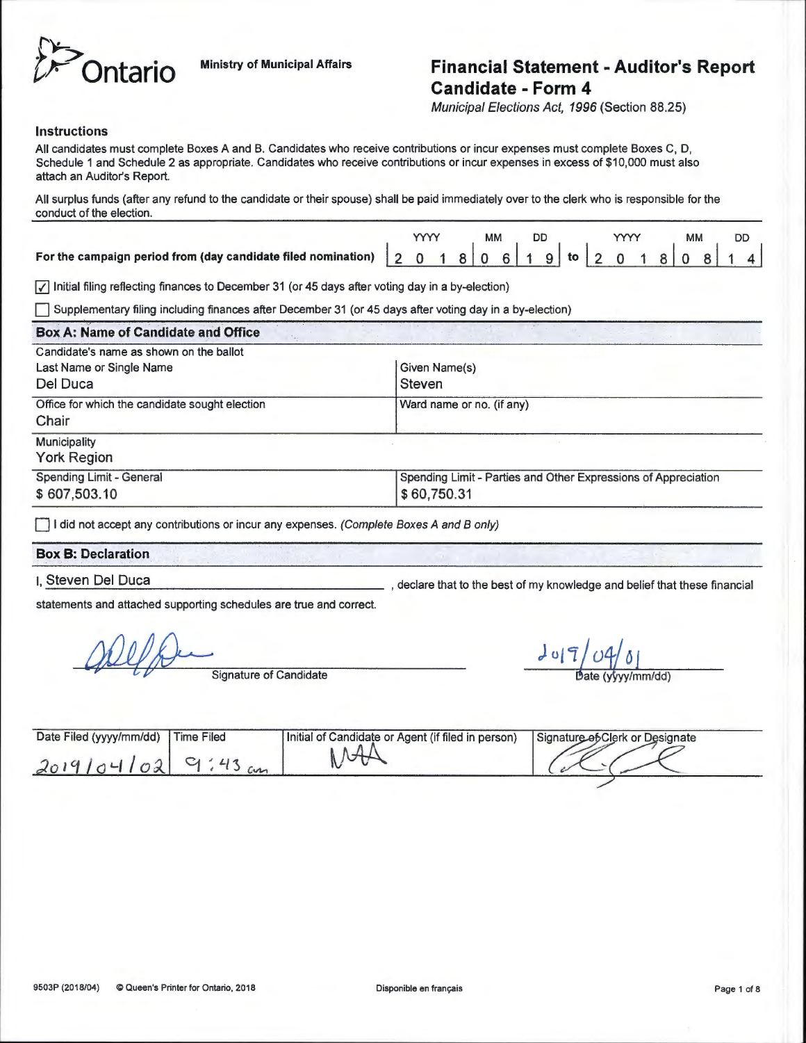Ontario

Ministry of Municipal Affairs

# Financial Statement - Auditor's Report Candidate - Form 4

*Municipal Elections Act, 1996* (Section 88.25)

## Instructions

All candidates must complete Boxes A and B. Candidates who receive contributions or incur expenses must complete Boxes C, D, Schedule 1 and Schedule 2 as appropriate. Candidates who receive contributions or incur expenses in excess of $10,000 must also attach an Auditor's Report.

All surplus funds (after any refund to the candidate or their spouse) shall be paid immediately over to the clerk who is responsible for the conduct of the election.

For the campaign period from (day candidate filed nomination) 2018/06/19 to 2018/08/14 (YYYY/MM/DD)

☑ Initial filing reflecting finances to December 31 (or 45 days after voting day in a by-election)

☐ Supplementary filing including finances after December 31 (or 45 days after voting day in a by-election)

## Box A: Name of Candidate and Office

Candidate's name as shown on the ballot

| Last Name or Single Name | Given Name(s) |
|---|---|
| Del Duca | Steven |
| **Office for which the candidate sought election** | **Ward name or no. (if any)** |
| Chair | |
| **Municipality** | |
| York Region | |
| **Spending Limit - General** | **Spending Limit - Parties and Other Expressions of Appreciation** |
| $ 607,503.10 | $ 60,750.31 |

☐ I did not accept any contributions or incur any expenses. *(Complete Boxes A and B only)*

## Box B: Declaration

I, Steven Del Duca, declare that to the best of my knowledge and belief that these financial statements and attached supporting schedules are true and correct.

[Signature] Signature of Candidate

2019/04/01 Date (yyyy/mm/dd)

| Date Filed (yyyy/mm/dd) | Time Filed | Initial of Candidate or Agent (if filed in person) | Signature of Clerk or Designate |
|---|---|---|---|
| 2019/04/02 | 9:43 am | MAA | [Signature] |

9503P (2018/04) © Queen's Printer for Ontario, 2018 Disponible en français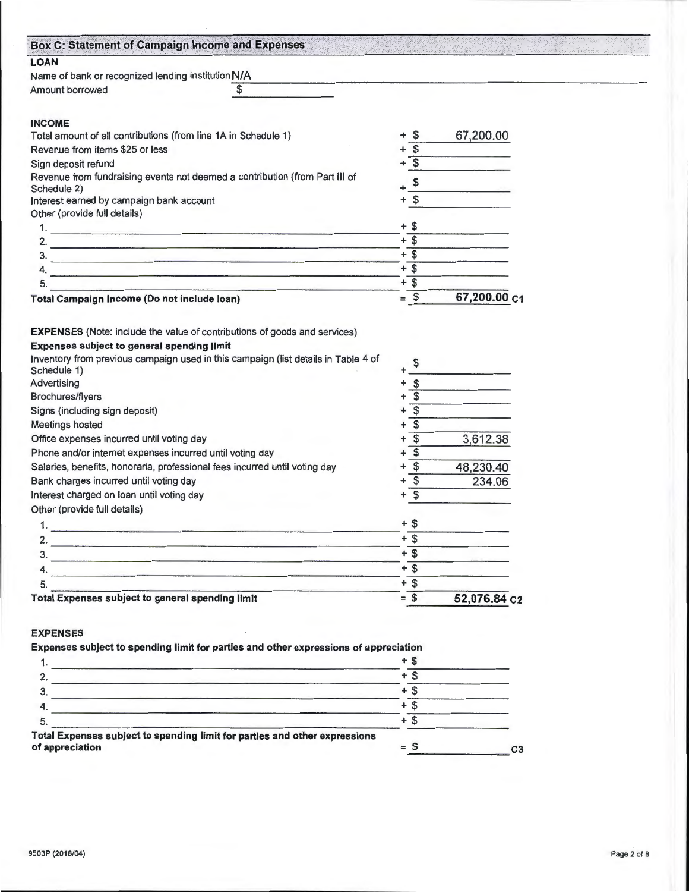## Box C: Statement of Campaign Income and Expenses

### LOAN

Name of bank or recognized lending institution N/A

Amount borrowed $

### INCOME

| | | |
|---|---|---|
| Total amount of all contributions (from line 1A in Schedule 1) | + $ | 67,200.00 |
| Revenue from items $25 or less | + $ | |
| Sign deposit refund | + $ | |
| Revenue from fundraising events not deemed a contribution (from Part III of Schedule 2) | + $ | |
| Interest earned by campaign bank account | + $ | |
| Other (provide full details) | | |
| 1. | + $ | |
| 2. | + $ | |
| 3. | + $ | |
| 4. | + $ | |
| 5. | + $ | |
| **Total Campaign Income (Do not include loan)** | = $ | **67,200.00** C1 |

**EXPENSES** (Note: include the value of contributions of goods and services)

**Expenses subject to general spending limit**

| | | |
|---|---|---|
| Inventory from previous campaign used in this campaign (list details in Table 4 of Schedule 1) | + $ | |
| Advertising | + $ | |
| Brochures/flyers | + $ | |
| Signs (including sign deposit) | + $ | |
| Meetings hosted | + $ | |
| Office expenses incurred until voting day | + $ | 3,612.38 |
| Phone and/or internet expenses incurred until voting day | + $ | |
| Salaries, benefits, honoraria, professional fees incurred until voting day | + $ | 48,230.40 |
| Bank charges incurred until voting day | + $ | 234.06 |
| Interest charged on loan until voting day | + $ | |
| Other (provide full details) | | |
| 1. | + $ | |
| 2. | + $ | |
| 3. | + $ | |
| 4. | + $ | |
| 5. | + $ | |
| **Total Expenses subject to general spending limit** | = $ | **52,076.84** C2 |

### EXPENSES

**Expenses subject to spending limit for parties and other expressions of appreciation**

| | | |
|---|---|---|
| 1. | + $ | |
| 2. | + $ | |
| 3. | + $ | |
| 4. | + $ | |
| 5. | + $ | |
| **Total Expenses subject to spending limit for parties and other expressions of appreciation** | = $ | C3 |

9503P (2018/04)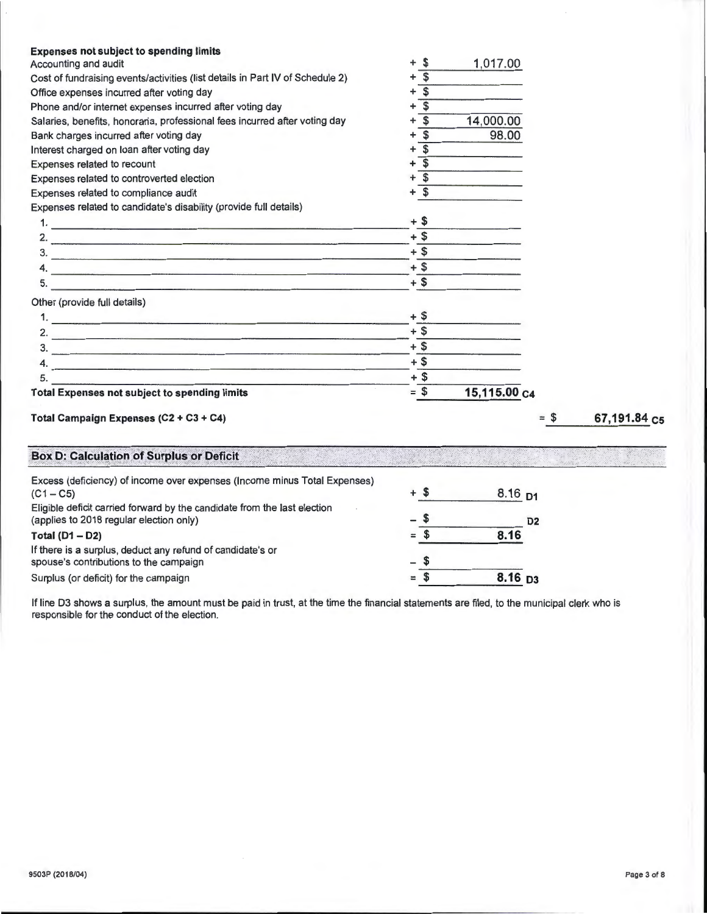**Expenses not subject to spending limits**

| Item | | Amount |
|---|---|---|
| Accounting and audit | + $ | 1,017.00 |
| Cost of fundraising events/activities (list details in Part IV of Schedule 2) | + $ | |
| Office expenses incurred after voting day | + $ | |
| Phone and/or internet expenses incurred after voting day | + $ | |
| Salaries, benefits, honoraria, professional fees incurred after voting day | + $ | 14,000.00 |
| Bank charges incurred after voting day | + $ | 98.00 |
| Interest charged on loan after voting day | + $ | |
| Expenses related to recount | + $ | |
| Expenses related to controverted election | + $ | |
| Expenses related to compliance audit | + $ | |
| Expenses related to candidate's disability (provide full details) | | |
| 1. | + $ | |
| 2. | + $ | |
| 3. | + $ | |
| 4. | + $ | |
| 5. | + $ | |
| Other (provide full details) | | |
| 1. | + $ | |
| 2. | + $ | |
| 3. | + $ | |
| 4. | + $ | |
| 5. | + $ | |
| **Total Expenses not subject to spending limits** | = $ | **15,115.00** C4 |

**Total Campaign Expenses (C2 + C3 + C4)** = $ **67,191.84** C5

## Box D: Calculation of Surplus or Deficit

| Item | | Amount |
|---|---|---|
| Excess (deficiency) of income over expenses (Income minus Total Expenses) (C1 – C5) | + $ | 8.16 D1 |
| Eligible deficit carried forward by the candidate from the last election (applies to 2018 regular election only) | – $ | D2 |
| **Total (D1 – D2)** | = $ | **8.16** |
| If there is a surplus, deduct any refund of candidate's or spouse's contributions to the campaign | – $ | |
| Surplus (or deficit) for the campaign | = $ | **8.16** D3 |

If line D3 shows a surplus, the amount must be paid in trust, at the time the financial statements are filed, to the municipal clerk who is responsible for the conduct of the election.

9503P (2018/04)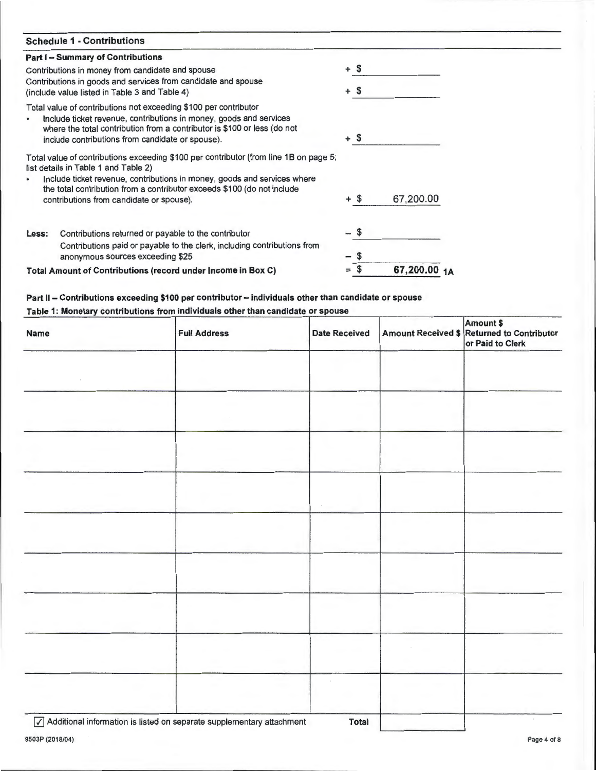## Schedule 1 - Contributions

### Part I – Summary of Contributions

| | | |
|---|---|---|
| Contributions in money from candidate and spouse | + $ | |
| Contributions in goods and services from candidate and spouse (include value listed in Table 3 and Table 4) | + $ | |
| Total value of contributions not exceeding $100 per contributor<br>• Include ticket revenue, contributions in money, goods and services where the total contribution from a contributor is $100 or less (do not include contributions from candidate or spouse). | + $ | |
| Total value of contributions exceeding $100 per contributor (from line 1B on page 5; list details in Table 1 and Table 2)<br>• Include ticket revenue, contributions in money, goods and services where the total contribution from a contributor exceeds $100 (do not include contributions from candidate or spouse). | + $ | 67,200.00 |
| **Less:** Contributions returned or payable to the contributor | – $ | |
| Contributions paid or payable to the clerk, including contributions from anonymous sources exceeding $25 | – $ | |
| **Total Amount of Contributions (record under Income in Box C)** | = $ | **67,200.00 1A** |

### Part II – Contributions exceeding $100 per contributor – individuals other than candidate or spouse

**Table 1: Monetary contributions from individuals other than candidate or spouse**

| Name | Full Address | Date Received | Amount Received $ | Amount $ Returned to Contributor or Paid to Clerk |
|---|---|---|---|---|
| | | | | |
| | | | | |
| | | | | |
| | | | | |
| | | | | |
| | | | | |
| | | | | |
| | | | | |
| | | | | |
| ☑ Additional information is listed on separate supplementary attachment | | **Total** | | |

9503P (2018/04)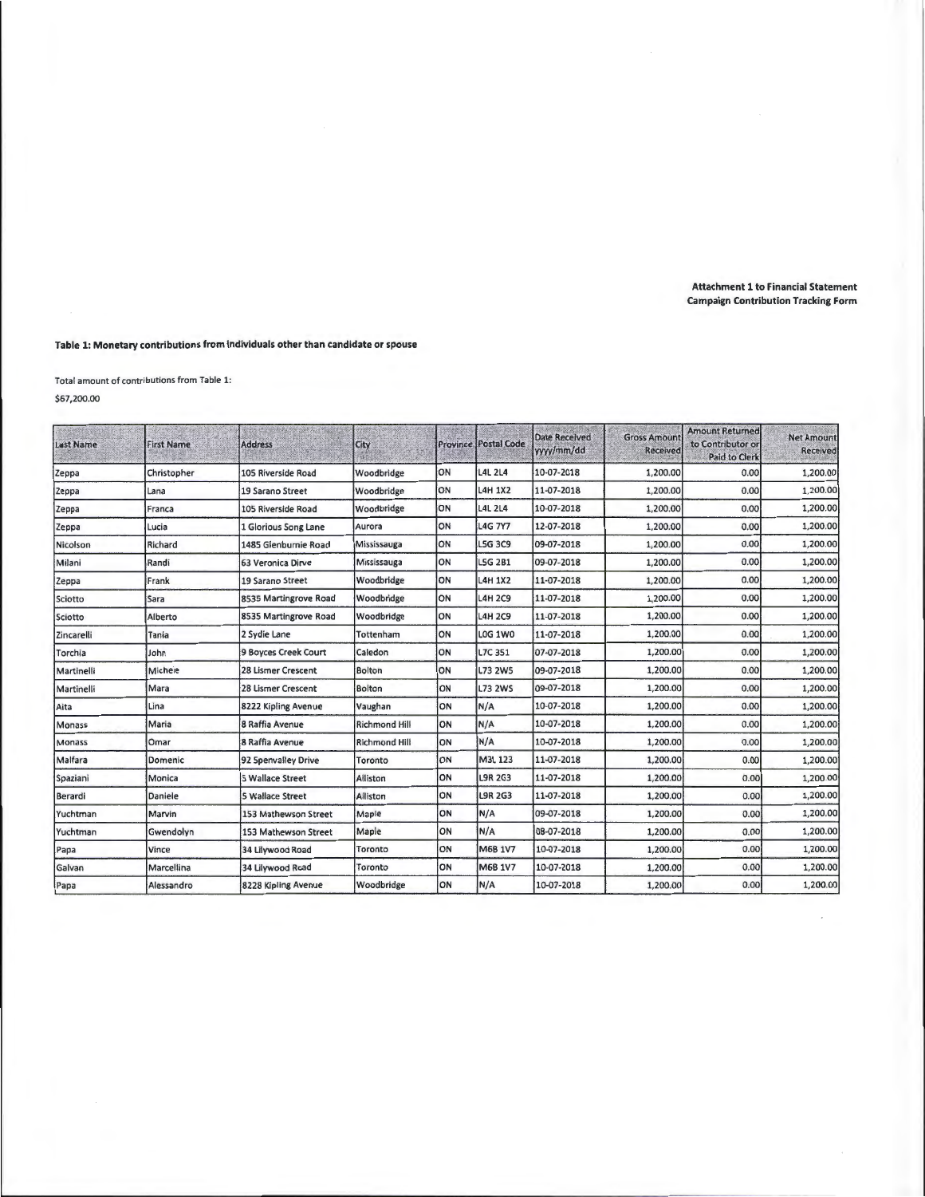**Attachment 1 to Financial Statement**
**Campaign Contribution Tracking Form**

**Table 1: Monetary contributions from individuals other than candidate or spouse**

Total amount of contributions from Table 1:

$67,200.00

| Last Name | First Name | Address | City | Province | Postal Code | Date Received yyyy/mm/dd | Gross Amount Received | Amount Returned to Contributor or Paid to Clerk | Net Amount Received |
|---|---|---|---|---|---|---|---|---|---|
| Zeppa | Christopher | 105 Riverside Road | Woodbridge | ON | L4L 2L4 | 10-07-2018 | 1,200.00 | 0.00 | 1,200.00 |
| Zeppa | Lana | 19 Sarano Street | Woodbridge | ON | L4H 1X2 | 11-07-2018 | 1,200.00 | 0.00 | 1,200.00 |
| Zeppa | Franca | 105 Riverside Road | Woodbridge | ON | L4L 2L4 | 10-07-2018 | 1,200.00 | 0.00 | 1,200.00 |
| Zeppa | Lucia | 1 Glorious Song Lane | Aurora | ON | L4G 7Y7 | 12-07-2018 | 1,200.00 | 0.00 | 1,200.00 |
| Nicolson | Richard | 1485 Glenburnie Road | Mississauga | ON | L5G 3C9 | 09-07-2018 | 1,200.00 | 0.00 | 1,200.00 |
| Milani | Randi | 63 Veronica Dirve | Mississauga | ON | L5G 2B1 | 09-07-2018 | 1,200.00 | 0.00 | 1,200.00 |
| Zeppa | Frank | 19 Sarano Street | Woodbridge | ON | L4H 1X2 | 11-07-2018 | 1,200.00 | 0.00 | 1,200.00 |
| Sciotto | Sara | 8535 Martingrove Road | Woodbridge | ON | L4H 2C9 | 11-07-2018 | 1,200.00 | 0.00 | 1,200.00 |
| Sciotto | Alberto | 8535 Martingrove Road | Woodbridge | ON | L4H 2C9 | 11-07-2018 | 1,200.00 | 0.00 | 1,200.00 |
| Zincarelli | Tania | 2 Sydie Lane | Tottenham | ON | L0G 1W0 | 11-07-2018 | 1,200.00 | 0.00 | 1,200.00 |
| Torchia | John | 9 Boyces Creek Court | Caledon | ON | L7C 3S1 | 07-07-2018 | 1,200.00 | 0.00 | 1,200.00 |
| Martinelli | Michele | 28 Lismer Crescent | Bolton | ON | L73 2W5 | 09-07-2018 | 1,200.00 | 0.00 | 1,200.00 |
| Martinelli | Mara | 28 Lismer Crescent | Bolton | ON | L73 2W5 | 09-07-2018 | 1,200.00 | 0.00 | 1,200.00 |
| Aita | Lina | 8222 Kipling Avenue | Vaughan | ON | N/A | 10-07-2018 | 1,200.00 | 0.00 | 1,200.00 |
| Monass | Maria | 8 Raffia Avenue | Richmond Hill | ON | N/A | 10-07-2018 | 1,200.00 | 0.00 | 1,200.00 |
| Monass | Omar | 8 Raffia Avenue | Richmond Hill | ON | N/A | 10-07-2018 | 1,200.00 | 0.00 | 1,200.00 |
| Malfara | Domenic | 92 Spenvalley Drive | Toronto | ON | M3L 123 | 11-07-2018 | 1,200.00 | 0.00 | 1,200.00 |
| Spaziani | Monica | 5 Wallace Street | Alliston | ON | L9R 2G3 | 11-07-2018 | 1,200.00 | 0.00 | 1,200.00 |
| Berardi | Daniele | 5 Wallace Street | Alliston | ON | L9R 2G3 | 11-07-2018 | 1,200.00 | 0.00 | 1,200.00 |
| Yuchtman | Marvin | 153 Mathewson Street | Maple | ON | N/A | 09-07-2018 | 1,200.00 | 0.00 | 1,200.00 |
| Yuchtman | Gwendolyn | 153 Mathewson Street | Maple | ON | N/A | 08-07-2018 | 1,200.00 | 0.00 | 1,200.00 |
| Papa | Vince | 34 Lilywood Road | Toronto | ON | M6B 1V7 | 10-07-2018 | 1,200.00 | 0.00 | 1,200.00 |
| Galvan | Marcellina | 34 Lilywood Road | Toronto | ON | M6B 1V7 | 10-07-2018 | 1,200.00 | 0.00 | 1,200.00 |
| Papa | Alessandro | 8228 Kipling Avenue | Woodbridge | ON | N/A | 10-07-2018 | 1,200.00 | 0.00 | 1,200.00 |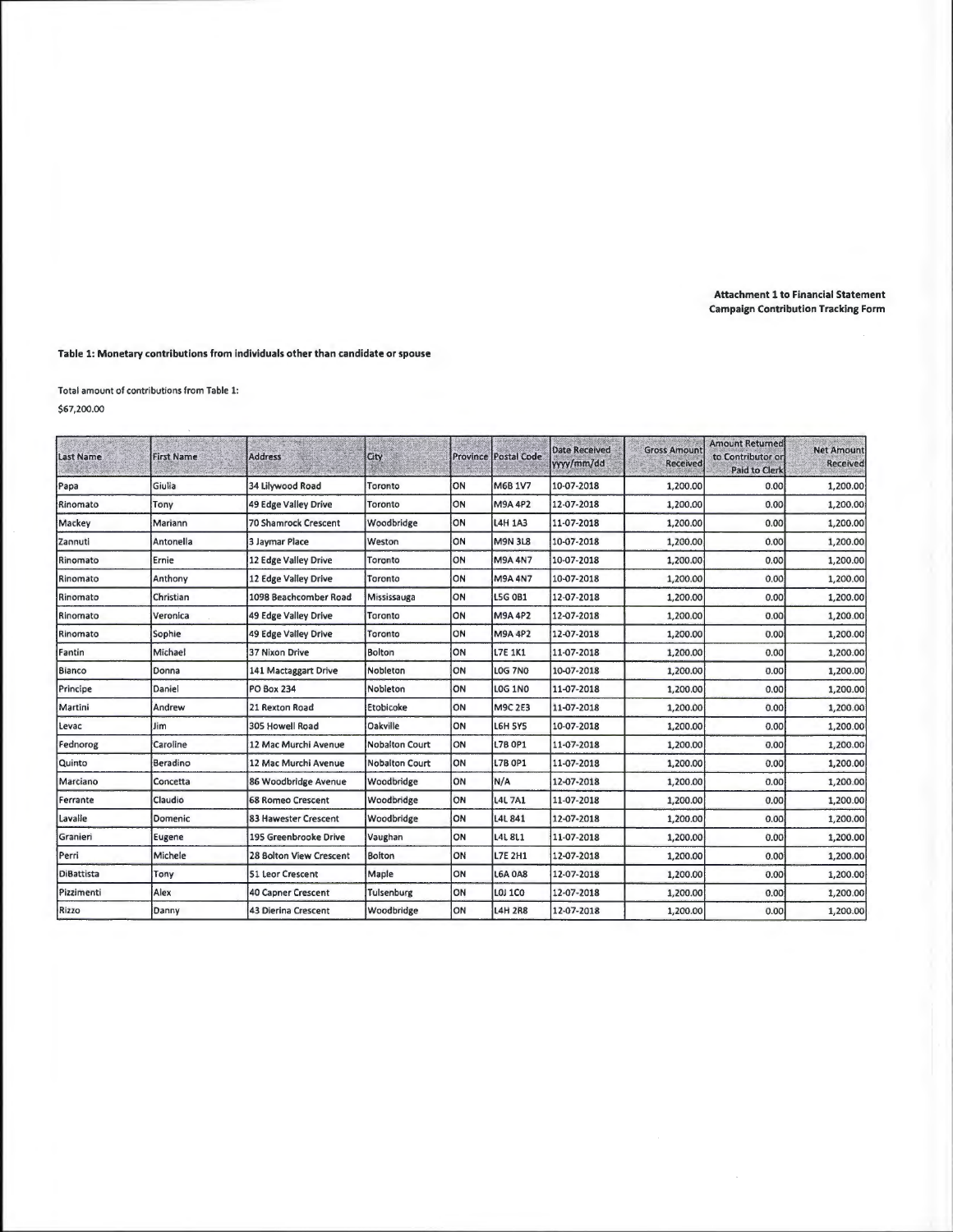**Attachment 1 to Financial Statement**
**Campaign Contribution Tracking Form**

**Table 1: Monetary contributions from individuals other than candidate or spouse**

Total amount of contributions from Table 1:

$67,200.00

| Last Name | First Name | Address | City | Province | Postal Code | Date Received yyyy/mm/dd | Gross Amount Received | Amount Returned to Contributor or Paid to Clerk | Net Amount Received |
|---|---|---|---|---|---|---|---|---|---|
| Papa | Giulia | 34 Lilywood Road | Toronto | ON | M6B 1V7 | 10-07-2018 | 1,200.00 | 0.00 | 1,200.00 |
| Rinomato | Tony | 49 Edge Valley Drive | Toronto | ON | M9A 4P2 | 12-07-2018 | 1,200.00 | 0.00 | 1,200.00 |
| Mackey | Mariann | 70 Shamrock Crescent | Woodbridge | ON | L4H 1A3 | 11-07-2018 | 1,200.00 | 0.00 | 1,200.00 |
| Zannuti | Antonella | 3 Jaymar Place | Weston | ON | M9N 3L8 | 10-07-2018 | 1,200.00 | 0.00 | 1,200.00 |
| Rinomato | Ernie | 12 Edge Valley Drive | Toronto | ON | M9A 4N7 | 10-07-2018 | 1,200.00 | 0.00 | 1,200.00 |
| Rinomato | Anthony | 12 Edge Valley Drive | Toronto | ON | M9A 4N7 | 10-07-2018 | 1,200.00 | 0.00 | 1,200.00 |
| Rinomato | Christian | 1098 Beachcomber Road | Mississauga | ON | L5G 0B1 | 12-07-2018 | 1,200.00 | 0.00 | 1,200.00 |
| Rinomato | Veronica | 49 Edge Valley Drive | Toronto | ON | M9A 4P2 | 12-07-2018 | 1,200.00 | 0.00 | 1,200.00 |
| Rinomato | Sophie | 49 Edge Valley Drive | Toronto | ON | M9A 4P2 | 12-07-2018 | 1,200.00 | 0.00 | 1,200.00 |
| Fantin | Michael | 37 Nixon Drive | Bolton | ON | L7E 1K1 | 11-07-2018 | 1,200.00 | 0.00 | 1,200.00 |
| Bianco | Donna | 141 Mactaggart Drive | Nobleton | ON | L0G 7N0 | 10-07-2018 | 1,200.00 | 0.00 | 1,200.00 |
| Principe | Daniel | PO Box 234 | Nobleton | ON | L0G 1N0 | 11-07-2018 | 1,200.00 | 0.00 | 1,200.00 |
| Martini | Andrew | 21 Rexton Road | Etobicoke | ON | M9C 2E3 | 11-07-2018 | 1,200.00 | 0.00 | 1,200.00 |
| Levac | Jim | 305 Howell Road | Oakville | ON | L6H 5Y5 | 10-07-2018 | 1,200.00 | 0.00 | 1,200.00 |
| Fednorog | Caroline | 12 Mac Murchi Avenue | Nobalton Court | ON | L7B 0P1 | 11-07-2018 | 1,200.00 | 0.00 | 1,200.00 |
| Quinto | Beradino | 12 Mac Murchi Avenue | Nobalton Court | ON | L7B 0P1 | 11-07-2018 | 1,200.00 | 0.00 | 1,200.00 |
| Marciano | Concetta | 86 Woodbridge Avenue | Woodbridge | ON | N/A | 12-07-2018 | 1,200.00 | 0.00 | 1,200.00 |
| Ferrante | Claudio | 68 Romeo Crescent | Woodbridge | ON | L4L 7A1 | 11-07-2018 | 1,200.00 | 0.00 | 1,200.00 |
| Lavalle | Domenic | 83 Hawester Crescent | Woodbridge | ON | L4L 841 | 12-07-2018 | 1,200.00 | 0.00 | 1,200.00 |
| Granieri | Eugene | 195 Greenbrooke Drive | Vaughan | ON | L4L 8L1 | 11-07-2018 | 1,200.00 | 0.00 | 1,200.00 |
| Perri | Michele | 28 Bolton View Crescent | Bolton | ON | L7E 2H1 | 12-07-2018 | 1,200.00 | 0.00 | 1,200.00 |
| DiBattista | Tony | 51 Leor Crescent | Maple | ON | L6A 0A8 | 12-07-2018 | 1,200.00 | 0.00 | 1,200.00 |
| Pizzimenti | Alex | 40 Capner Crescent | Tulsenburg | ON | L0J 1C0 | 12-07-2018 | 1,200.00 | 0.00 | 1,200.00 |
| Rizzo | Danny | 43 Dierina Crescent | Woodbridge | ON | L4H 2R8 | 12-07-2018 | 1,200.00 | 0.00 | 1,200.00 |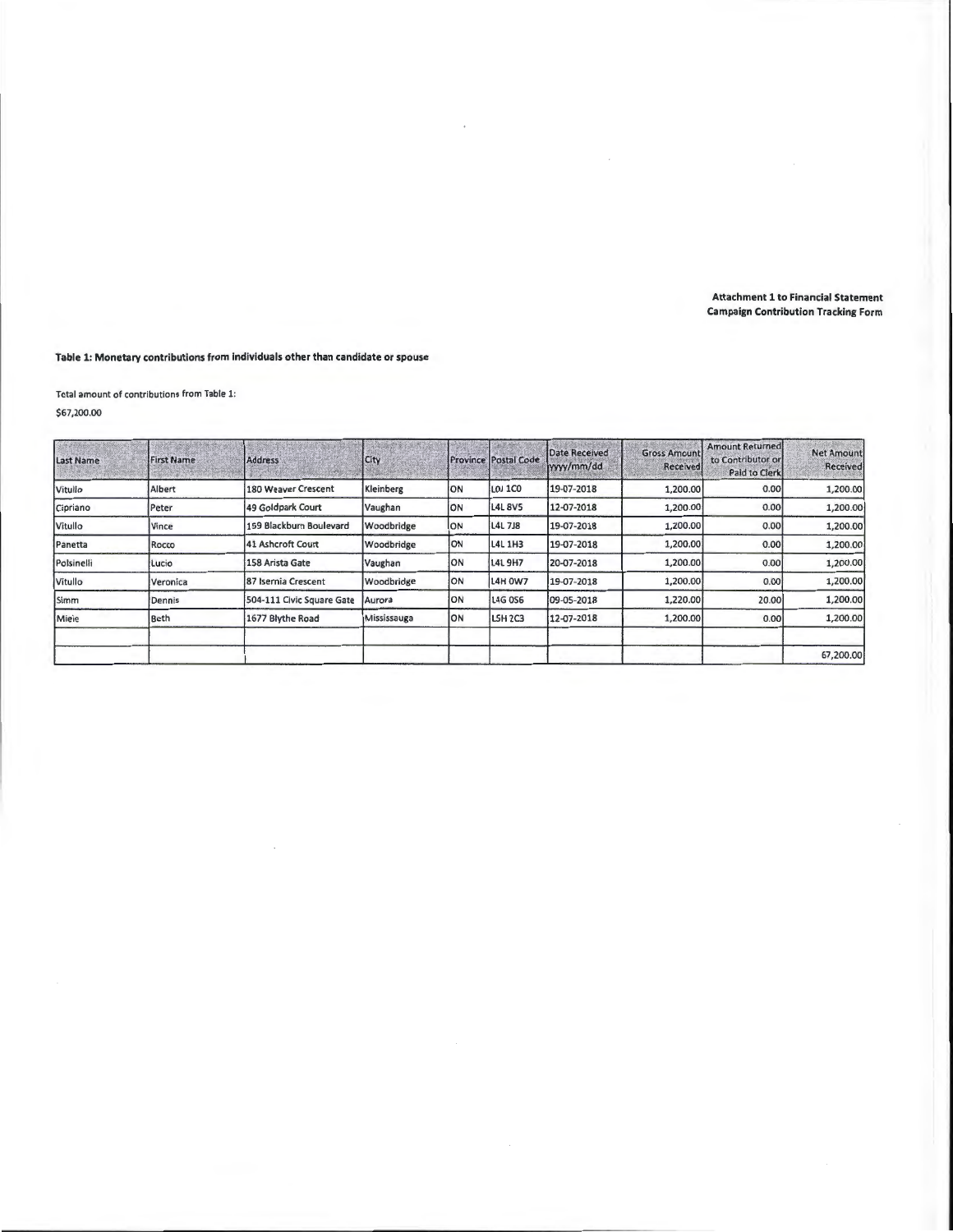**Attachment 1 to Financial Statement**
**Campaign Contribution Tracking Form**

**Table 1: Monetary contributions from individuals other than candidate or spouse**

Total amount of contributions from Table 1:

$67,200.00

| Last Name | First Name | Address | City | Province | Postal Code | Date Received yyyy/mm/dd | Gross Amount Received | Amount Returned to Contributor or Paid to Clerk | Net Amount Received |
|---|---|---|---|---|---|---|---|---|---|
| Vitullo | Albert | 180 Weaver Crescent | Kleinberg | ON | L0J 1C0 | 19-07-2018 | 1,200.00 | 0.00 | 1,200.00 |
| Cipriano | Peter | 49 Goldpark Court | Vaughan | ON | L4L 8V5 | 12-07-2018 | 1,200.00 | 0.00 | 1,200.00 |
| Vitullo | Vince | 159 Blackburn Boulevard | Woodbridge | ON | L4L 7J8 | 19-07-2018 | 1,200.00 | 0.00 | 1,200.00 |
| Panetta | Rocco | 41 Ashcroft Court | Woodbridge | ON | L4L 1H3 | 19-07-2018 | 1,200.00 | 0.00 | 1,200.00 |
| Polsinelli | Lucio | 158 Arista Gate | Vaughan | ON | L4L 9H7 | 20-07-2018 | 1,200.00 | 0.00 | 1,200.00 |
| Vitullo | Veronica | 87 Isernia Crescent | Woodbridge | ON | L4H 0W7 | 19-07-2018 | 1,200.00 | 0.00 | 1,200.00 |
| Simm | Dennis | 504-111 Civic Square Gate | Aurora | ON | L4G 0S6 | 09-05-2018 | 1,220.00 | 20.00 | 1,200.00 |
| Miele | Beth | 1677 Blythe Road | Mississauga | ON | L5H 2C3 | 12-07-2018 | 1,200.00 | 0.00 | 1,200.00 |
| | | | | | | | | | |
| | | | | | | | | | 67,200.00 |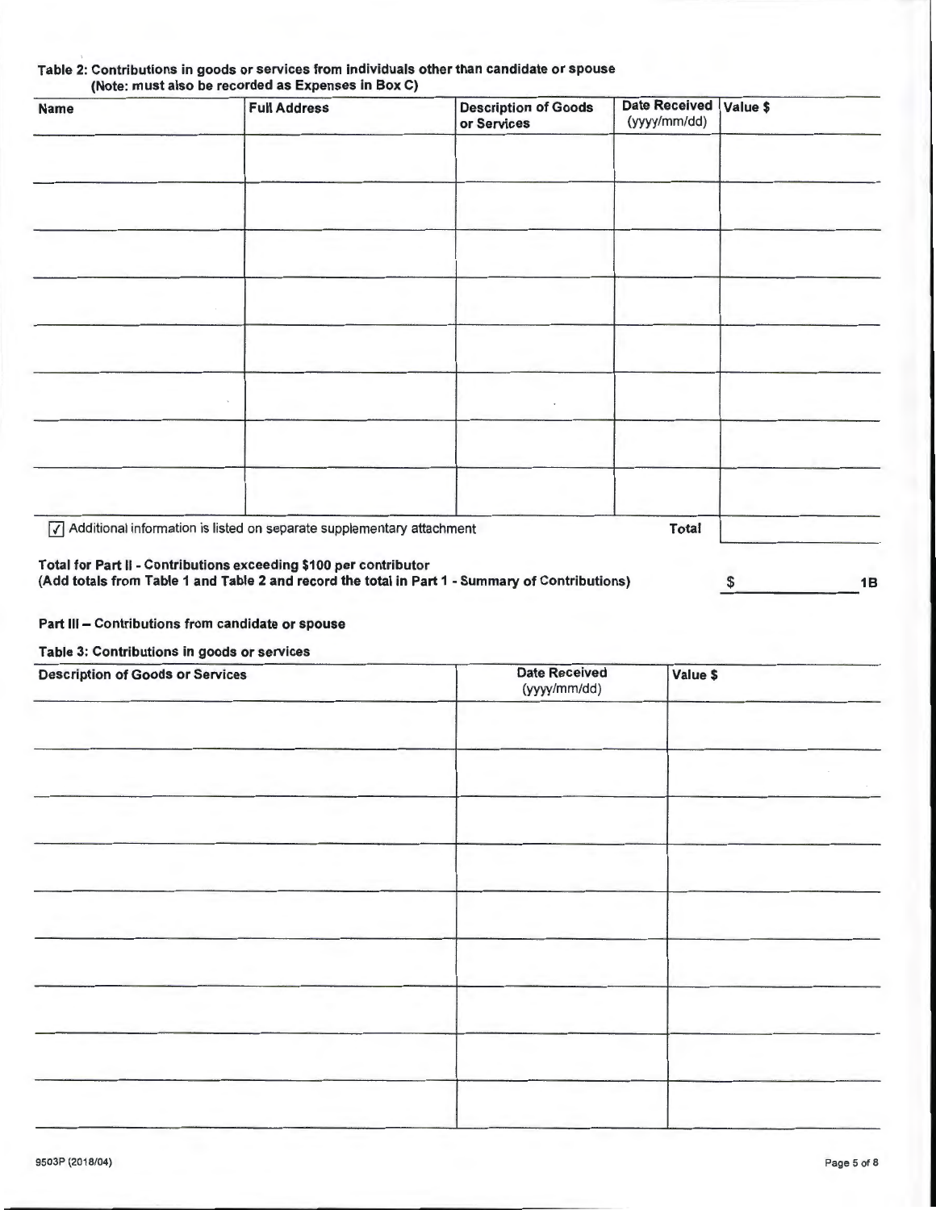### Table 2: Contributions in goods or services from individuals other than candidate or spouse
(Note: must also be recorded as Expenses in Box C)

| Name | Full Address | Description of Goods or Services | Date Received (yyyy/mm/dd) | Value $ |
|---|---|---|---|---|
| | | | | |
| | | | | |
| | | | | |
| | | | | |
| | | | | |
| | | | | |
| | | | | |
| | | | | |
| | | | Total | |

☑ Additional information is listed on separate supplementary attachment

**Total for Part II - Contributions exceeding $100 per contributor**
**(Add totals from Table 1 and Table 2 and record the total in Part 1 - Summary of Contributions)** $ ______ **1B**

## Part III – Contributions from candidate or spouse

### Table 3: Contributions in goods or services

| Description of Goods or Services | Date Received (yyyy/mm/dd) | Value $ |
|---|---|---|
| | | |
| | | |
| | | |
| | | |
| | | |
| | | |
| | | |
| | | |
| | | |

9503P (2018/04)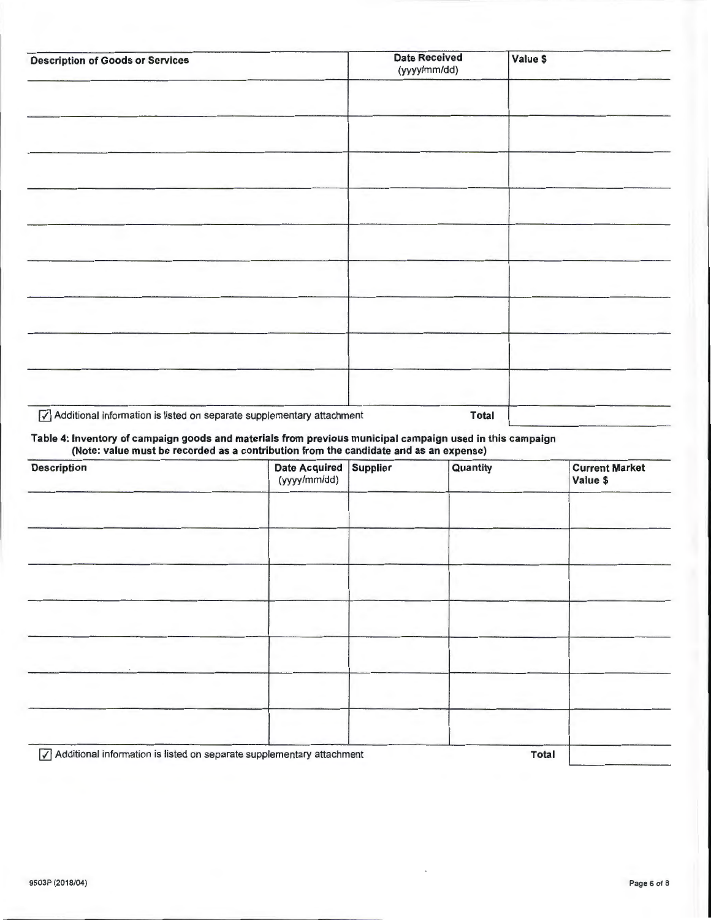| Description of Goods or Services | Date Received (yyyy/mm/dd) | Value $ |
|---|---|---|
| | | |
| | | |
| | | |
| | | |
| | | |
| | | |
| | | |
| | | |
| | | |

☑ Additional information is listed on separate supplementary attachment **Total**

**Table 4: Inventory of campaign goods and materials from previous municipal campaign used in this campaign (Note: value must be recorded as a contribution from the candidate and as an expense)**

| Description | Date Acquired (yyyy/mm/dd) | Supplier | Quantity | Current Market Value $ |
|---|---|---|---|---|
| | | | | |
| | | | | |
| | | | | |
| | | | | |
| | | | | |
| | | | | |
| | | | | |

☑ Additional information is listed on separate supplementary attachment **Total**

9503P (2018/04)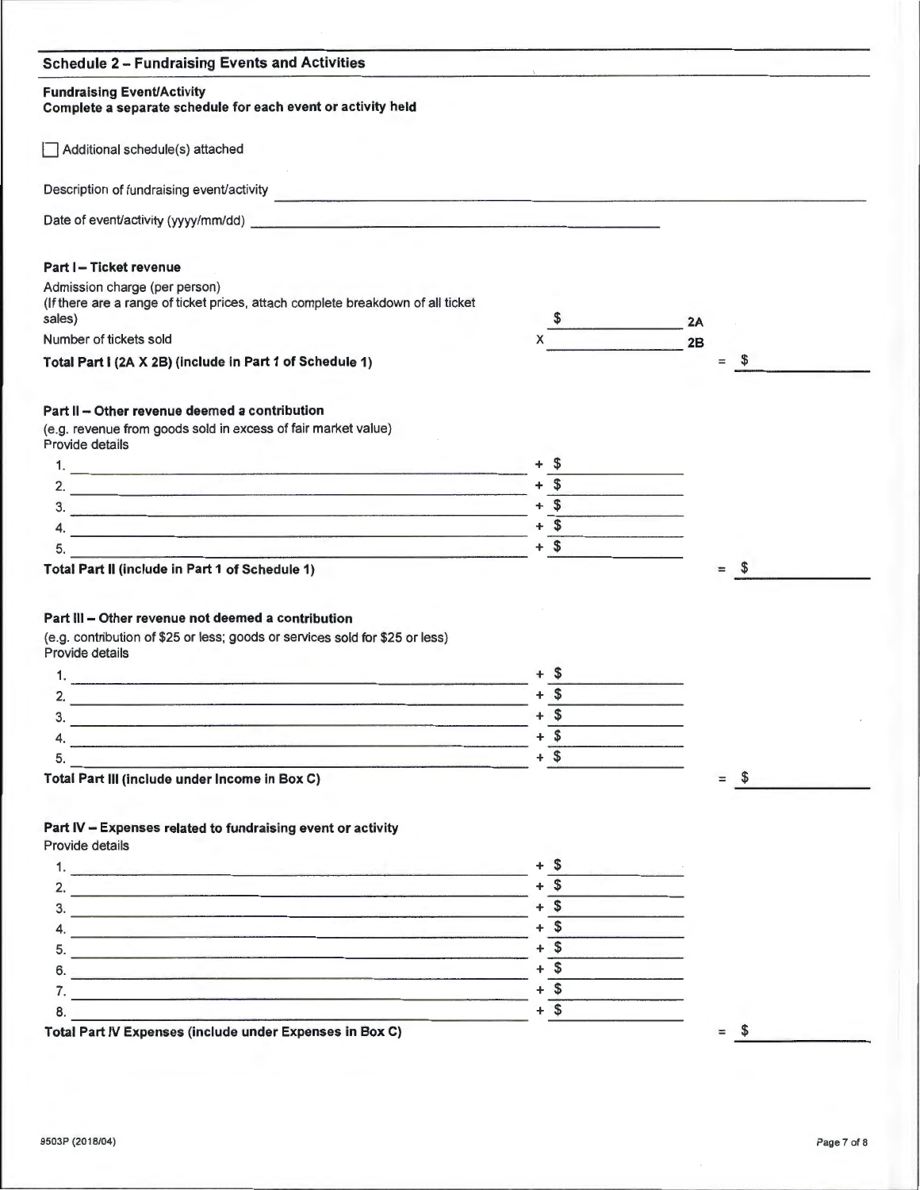## Schedule 2 – Fundraising Events and Activities

**Fundraising Event/Activity**
**Complete a separate schedule for each event or activity held**

☐ Additional schedule(s) attached

Description of fundraising event/activity ______________________________

Date of event/activity (yyyy/mm/dd) ______________________________

**Part I – Ticket revenue**

Admission charge (per person)
(If there are a range of ticket prices, attach complete breakdown of all ticket sales) $ ____________ 2A

Number of tickets sold X ____________ 2B

**Total Part I (2A X 2B) (include in Part 1 of Schedule 1)** = $ ____________

**Part II – Other revenue deemed a contribution**

(e.g. revenue from goods sold in excess of fair market value)
Provide details

1. ______________________________ + $ ____________
2. ______________________________ + $ ____________
3. ______________________________ + $ ____________
4. ______________________________ + $ ____________
5. ______________________________ + $ ____________

**Total Part II (include in Part 1 of Schedule 1)** = $ ____________

**Part III – Other revenue not deemed a contribution**

(e.g. contribution of $25 or less; goods or services sold for $25 or less)
Provide details

1. ______________________________ + $ ____________
2. ______________________________ + $ ____________
3. ______________________________ + $ ____________
4. ______________________________ + $ ____________
5. ______________________________ + $ ____________

**Total Part III (include under Income in Box C)** = $ ____________

**Part IV – Expenses related to fundraising event or activity**

Provide details

1. ______________________________ + $ ____________
2. ______________________________ + $ ____________
3. ______________________________ + $ ____________
4. ______________________________ + $ ____________
5. ______________________________ + $ ____________
6. ______________________________ + $ ____________
7. ______________________________ + $ ____________
8. ______________________________ + $ ____________

**Total Part IV Expenses (include under Expenses in Box C)** = $ ____________

8503P (2018/04)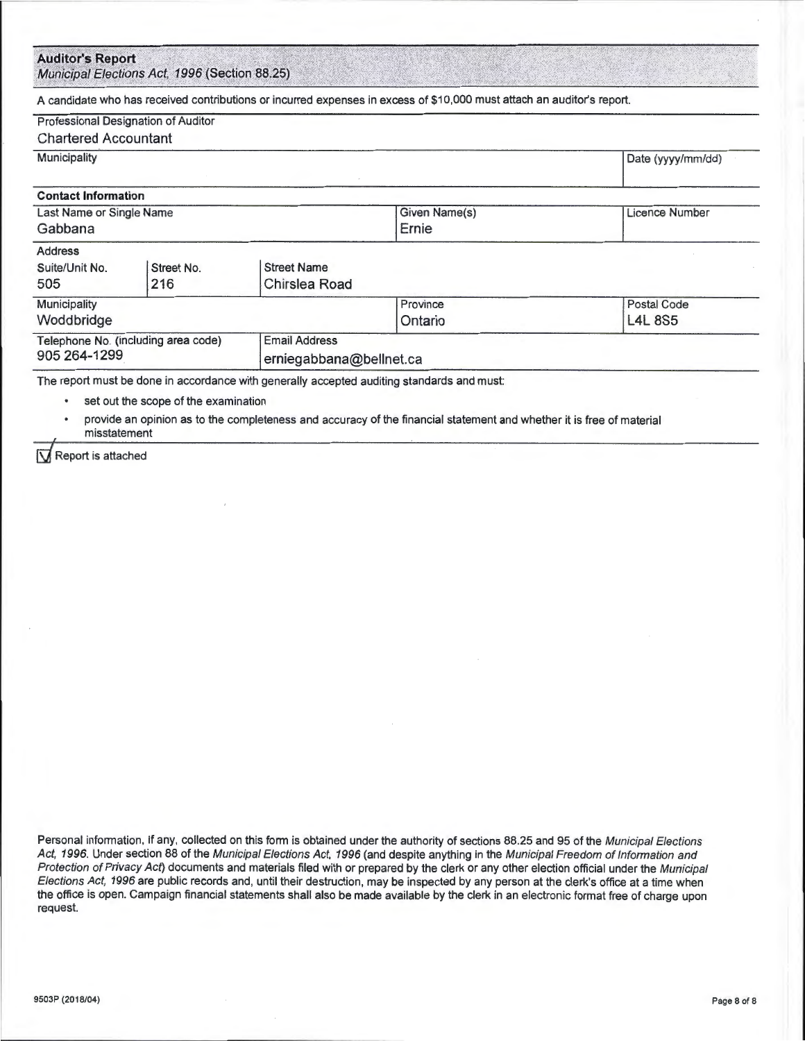## Auditor's Report

*Municipal Elections Act, 1996* (Section 88.25)

A candidate who has received contributions or incurred expenses in excess of $10,000 must attach an auditor's report.

| Professional Designation of Auditor | | |
|---|---|---|
| Chartered Accountant | | |
| **Municipality** | | **Date (yyyy/mm/dd)** |
| | | |

**Contact Information**

| Last Name or Single Name | Given Name(s) | Licence Number |
|---|---|---|
| Gabbana | Ernie | |

**Address**

| Suite/Unit No. | Street No. | Street Name |
|---|---|---|
| 505 | 216 | Chirslea Road |

| Municipality | Province | Postal Code |
|---|---|---|
| Woddbridge | Ontario | L4L 8S5 |

| Telephone No. (including area code) | Email Address |
|---|---|
| 905 264-1299 | erniegabbana@bellnet.ca |

The report must be done in accordance with generally accepted auditing standards and must:

- set out the scope of the examination
- provide an opinion as to the completeness and accuracy of the financial statement and whether it is free of material misstatement

☑ Report is attached

Personal information, if any, collected on this form is obtained under the authority of sections 88.25 and 95 of the *Municipal Elections Act, 1996*. Under section 88 of the *Municipal Elections Act, 1996* (and despite anything in the *Municipal Freedom of Information and Protection of Privacy Act*) documents and materials filed with or prepared by the clerk or any other election official under the *Municipal Elections Act, 1996* are public records and, until their destruction, may be inspected by any person at the clerk's office at a time when the office is open. Campaign financial statements shall also be made available by the clerk in an electronic format free of charge upon request.

9503P (2018/04)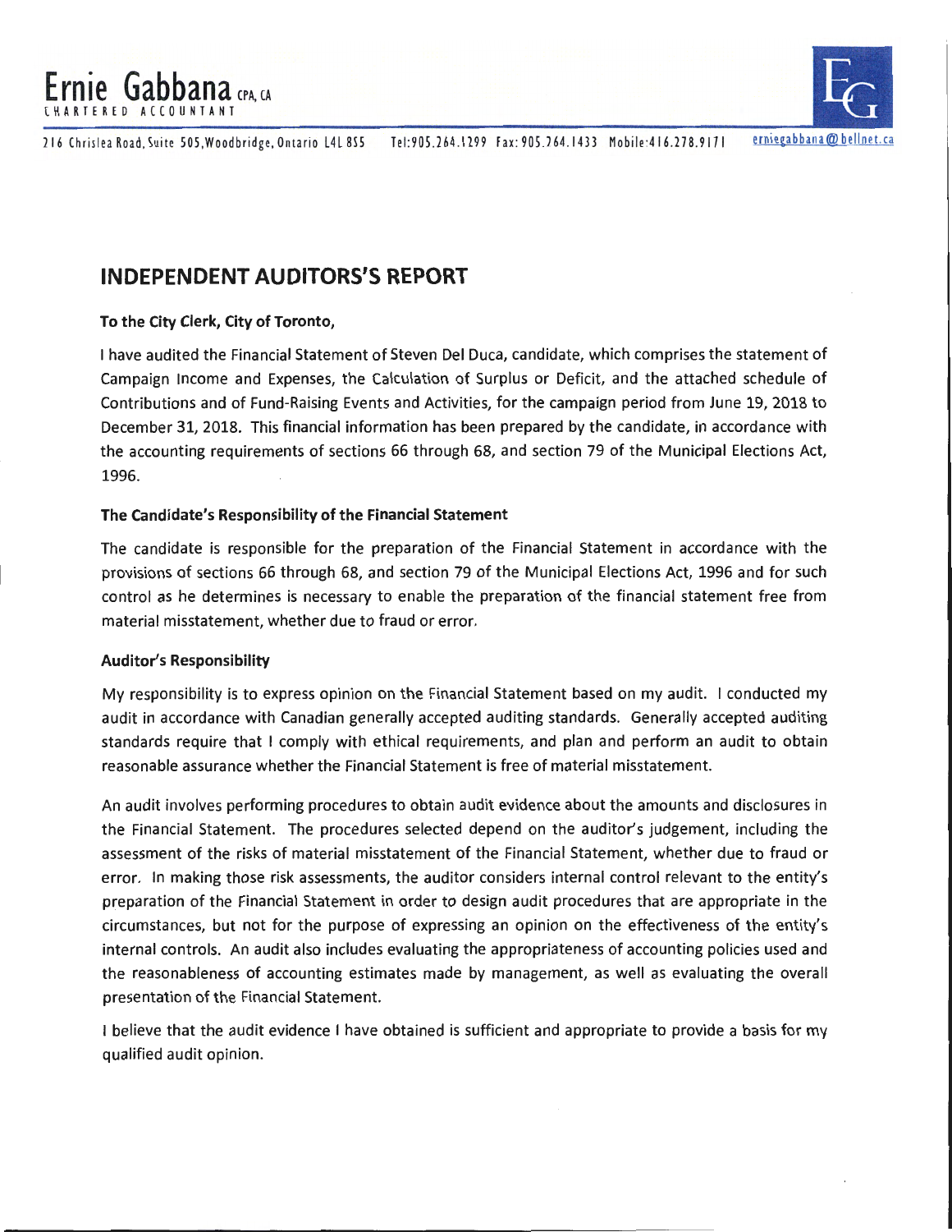**Ernie Gabbana** CPA, CA
CHARTERED ACCOUNTANT

216 Chrislea Road, Suite 505, Woodbridge, Ontario L4L 8S5  Tel: 905.264.1299  Fax: 905.264.1433  Mobile: 416.278.9171  erniegabbana@bellnet.ca

## INDEPENDENT AUDITORS'S REPORT

**To the City Clerk, City of Toronto,**

I have audited the Financial Statement of Steven Del Duca, candidate, which comprises the statement of Campaign Income and Expenses, the Calculation of Surplus or Deficit, and the attached schedule of Contributions and of Fund-Raising Events and Activities, for the campaign period from June 19, 2018 to December 31, 2018. This financial information has been prepared by the candidate, in accordance with the accounting requirements of sections 66 through 68, and section 79 of the Municipal Elections Act, 1996.

**The Candidate's Responsibility of the Financial Statement**

The candidate is responsible for the preparation of the Financial Statement in accordance with the provisions of sections 66 through 68, and section 79 of the Municipal Elections Act, 1996 and for such control as he determines is necessary to enable the preparation of the financial statement free from material misstatement, whether due to fraud or error.

**Auditor's Responsibility**

My responsibility is to express opinion on the Financial Statement based on my audit. I conducted my audit in accordance with Canadian generally accepted auditing standards. Generally accepted auditing standards require that I comply with ethical requirements, and plan and perform an audit to obtain reasonable assurance whether the Financial Statement is free of material misstatement.

An audit involves performing procedures to obtain audit evidence about the amounts and disclosures in the Financial Statement. The procedures selected depend on the auditor's judgement, including the assessment of the risks of material misstatement of the Financial Statement, whether due to fraud or error. In making those risk assessments, the auditor considers internal control relevant to the entity's preparation of the Financial Statement in order to design audit procedures that are appropriate in the circumstances, but not for the purpose of expressing an opinion on the effectiveness of the entity's internal controls. An audit also includes evaluating the appropriateness of accounting policies used and the reasonableness of accounting estimates made by management, as well as evaluating the overall presentation of the Financial Statement.

I believe that the audit evidence I have obtained is sufficient and appropriate to provide a basis for my qualified audit opinion.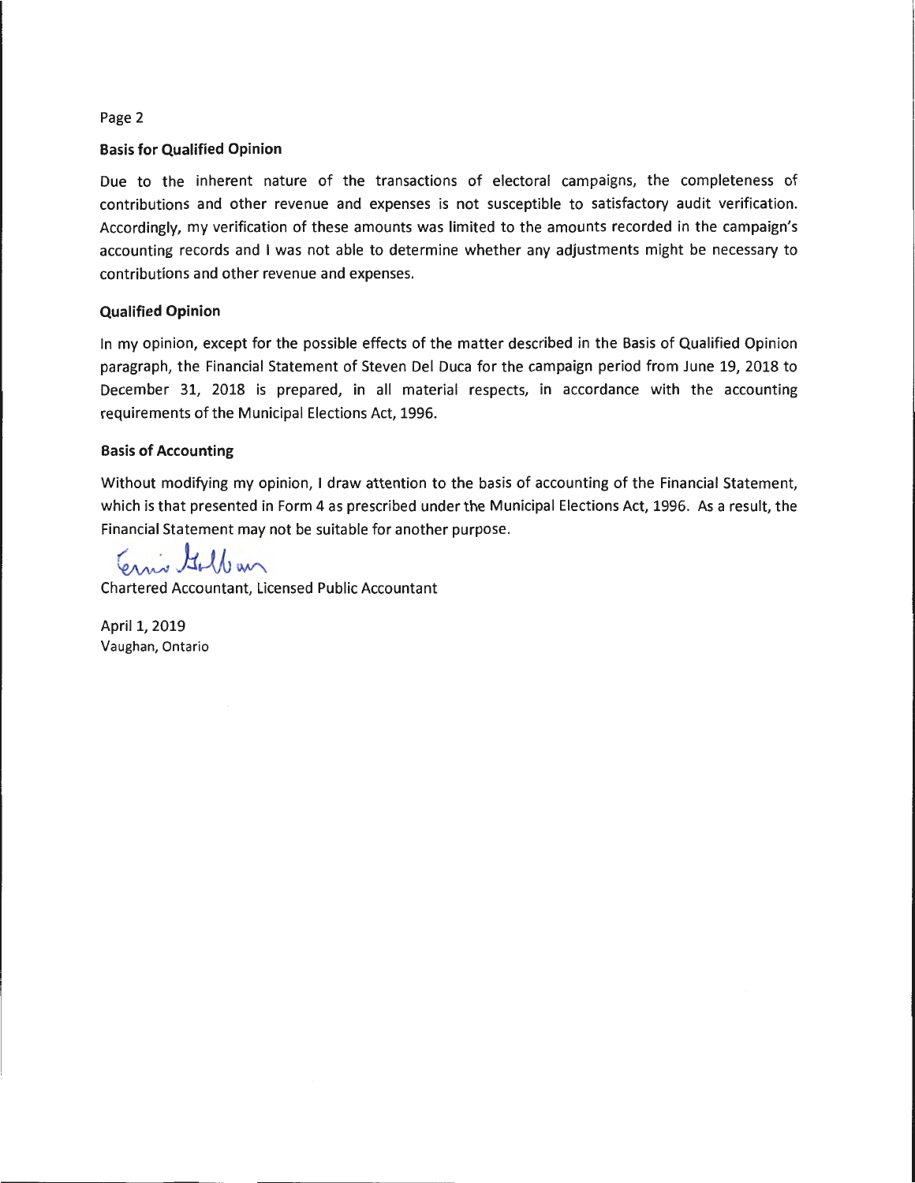### Basis for Qualified Opinion

Due to the inherent nature of the transactions of electoral campaigns, the completeness of contributions and other revenue and expenses is not susceptible to satisfactory audit verification. Accordingly, my verification of these amounts was limited to the amounts recorded in the campaign's accounting records and I was not able to determine whether any adjustments might be necessary to contributions and other revenue and expenses.

### Qualified Opinion

In my opinion, except for the possible effects of the matter described in the Basis of Qualified Opinion paragraph, the Financial Statement of Steven Del Duca for the campaign period from June 19, 2018 to December 31, 2018 is prepared, in all material respects, in accordance with the accounting requirements of the Municipal Elections Act, 1996.

### Basis of Accounting

Without modifying my opinion, I draw attention to the basis of accounting of the Financial Statement, which is that presented in Form 4 as prescribed under the Municipal Elections Act, 1996. As a result, the Financial Statement may not be suitable for another purpose.

Ennio Gubbian

Chartered Accountant, Licensed Public Accountant

April 1, 2019
Vaughan, Ontario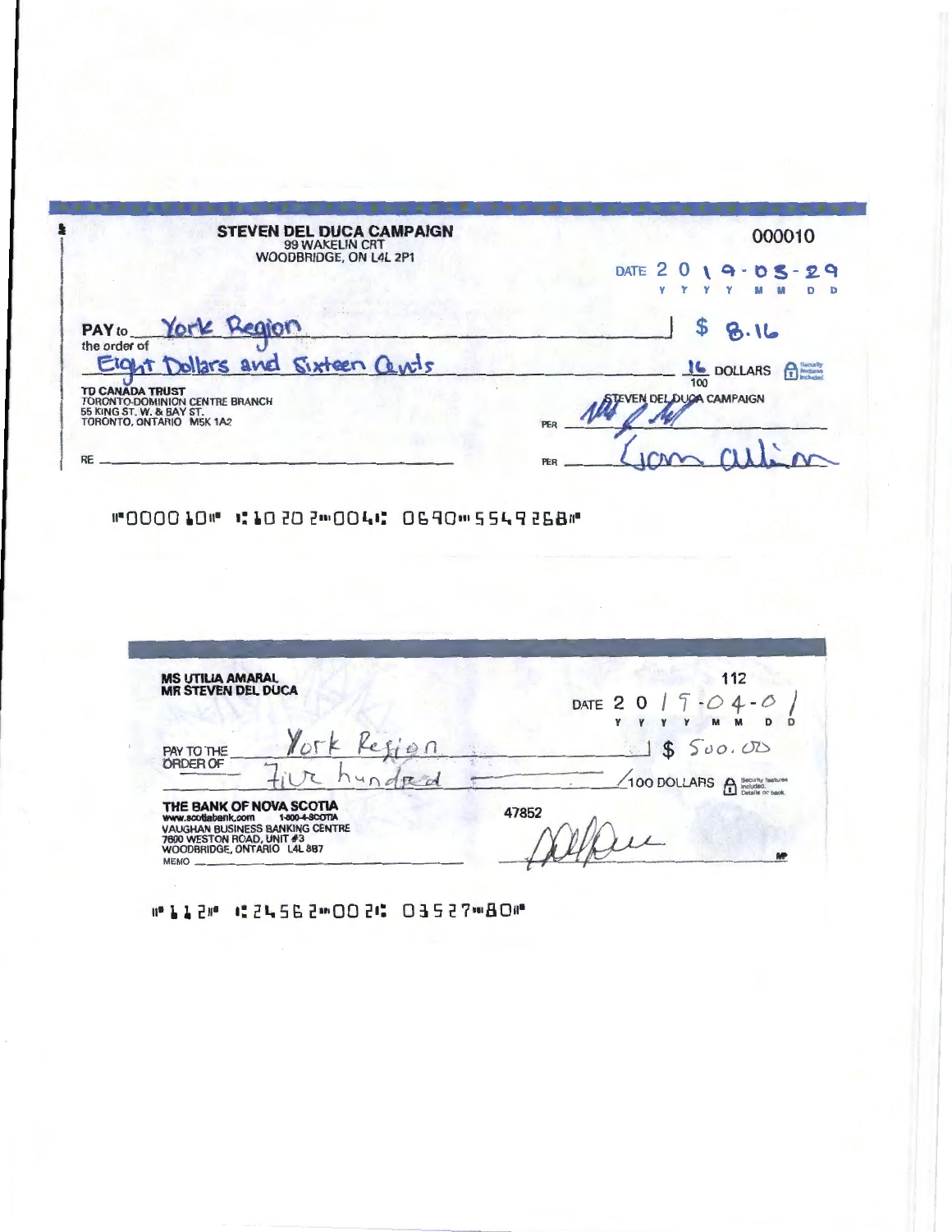**STEVEN DEL DUCA CAMPAIGN**
99 WAKELIN CRT
WOODBRIDGE, ON L4L 2P1

000010

DATE 2019-05-29
Y Y Y Y M M D D

PAY to the order of York Region $ 8.16

Eight Dollars and Sixteen Cents 16/100 DOLLARS

TD CANADA TRUST
TORONTO-DOMINION CENTRE BRANCH
55 KING ST. W. & BAY ST.
TORONTO, ONTARIO M5K 1A2

STEVEN DEL DUCA CAMPAIGN

PER

RE

PER

⑈000010⑈ ⑆10202⑉004⑆ 0690⑉5549268⑈

**MS UTILIA AMARAL**
**MR STEVEN DEL DUCA**

112

DATE 2019-04-01
Y Y Y Y M M D D

PAY TO THE ORDER OF York Region $ 500.00

Five hundred /100 DOLLARS

THE BANK OF NOVA SCOTIA
www.scotiabank.com 1-800-4-SCOTIA
VAUGHAN BUSINESS BANKING CENTRE
7600 WESTON ROAD, UNIT #3
WOODBRIDGE, ONTARIO L4L 8B7

47852

MEMO

⑈112⑈ ⑆24562⑉002⑆ 03527⑉80⑈